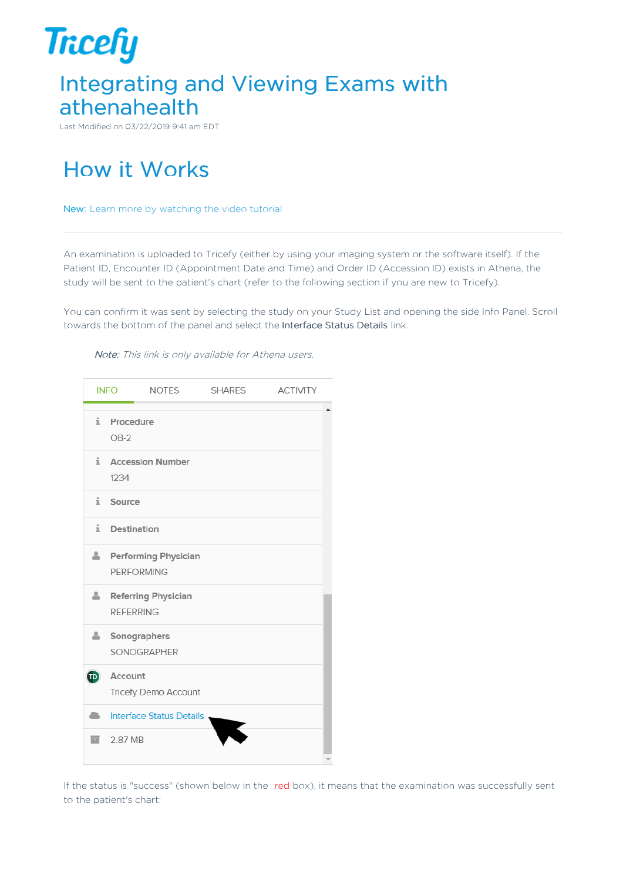# Integrating and Viewing Exams with athenahealth

Last Modified on 03/22/2019 9:41 am EDT

## How it Works

New: Learn more by watching the video tutorial

An examination is uploaded to Tricefy (either by using your imaging system or the software itself). If the Patient ID, Encounter ID (Appointment Date and Time) and Order ID (Accession ID) exists in Athena, the study will be sent to the patient's chart (refer to the following section if you are new to Tricefy).

You can confirm it was sent by selecting the study on your Study List and opening the side Info Panel. Scroll towards the bottom of the panel and select the **Interface Status Details** link.

> *Note: This link is only available for Athena users.*

INFO | NOTES | SHARES | ACTIVITY

- **Procedure**: OB-2
- **Accession Number**: 1234
- **Source**
- **Destination**
- **Performing Physician**: PERFORMING
- **Referring Physician**: REFERRING
- **Sonographers**: SONOGRAPHER
- **Account**: Tricefy Demo Account
- Interface Status Details
- 2.87 MB

If the status is "success" (shown below in the red box), it means that the examination was successfully sent to the patient's chart: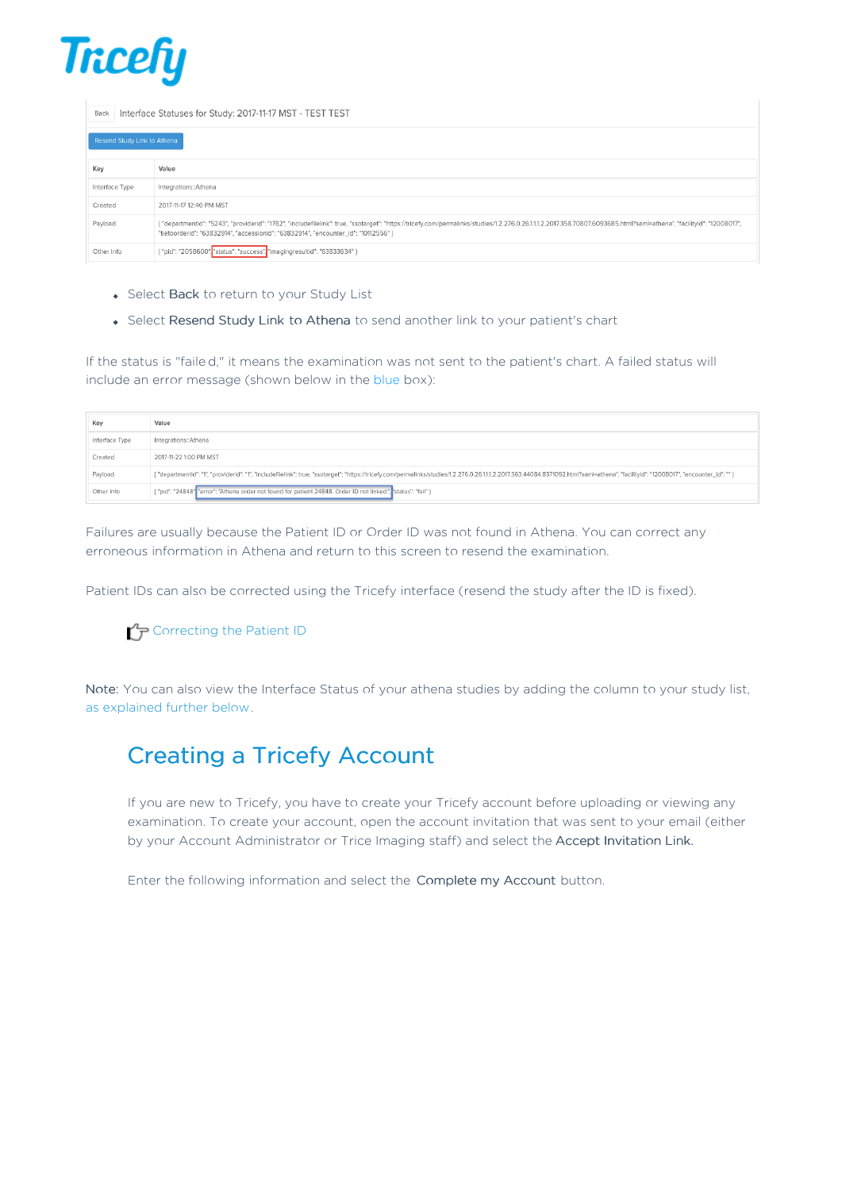Back Interface Statuses for Study: 2017-11-17 MST - TEST TEST

Resend Study Link to Athena

| Key | Value |
|---|---|
| Interface Type | Integrations::Athena |
| Created | 2017-11-17 12:40 PM MST |
| Payload | { "departmentid": "5243", "providerid": "1782", "includefilelink": true, "ssotarget": "https://tricefy.com/permalinks/studies/1.2.276.0.26.1.1.1.2.2017.358.70807.6093685.html?saml=athena", "facilityid": "12008017", "tietoorderid": "63832914", "accessionid": "63832914", "encounter_id": "10112556" } |
| Other Info | { "pid": "2058600", "status": "success", "imagingresultid": "63833634" } |

- Select **Back** to return to your Study List
- Select **Resend Study Link to Athena** to send another link to your patient's chart

If the status is "failed," it means the examination was not sent to the patient's chart. A failed status will include an error message (shown below in the blue box):

| Key | Value |
|---|---|
| Interface Type | Integrations::Athena |
| Created | 2017-11-22 1:00 PM MST |
| Payload | { "departmentid": "1", "providerid": "1", "includefilelink": true, "ssotarget": "https://tricefy.com/permalinks/studies/1.2.276.0.26.1.1.1.2.2017.363.44084.8371092.html?saml=athena", "facilityid": "12008017", "encounter_id": "" } |
| Other Info | { "pid": "24848", "error": "Athena order not found for patient 24848. Order ID not linked.", "status": "fail" } |

Failures are usually because the Patient ID or Order ID was not found in Athena. You can correct any erroneous information in Athena and return to this screen to resend the examination.

Patient IDs can also be corrected using the Tricefy interface (resend the study after the ID is fixed).

Correcting the Patient ID

**Note:** You can also view the Interface Status of your athena studies by adding the column to your study list, as explained further below.

## Creating a Tricefy Account

If you are new to Tricefy, you have to create your Tricefy account before uploading or viewing any examination. To create your account, open the account invitation that was sent to your email (either by your Account Administrator or Trice Imaging staff) and select the **Accept Invitation Link**.

Enter the following information and select the **Complete my Account** button.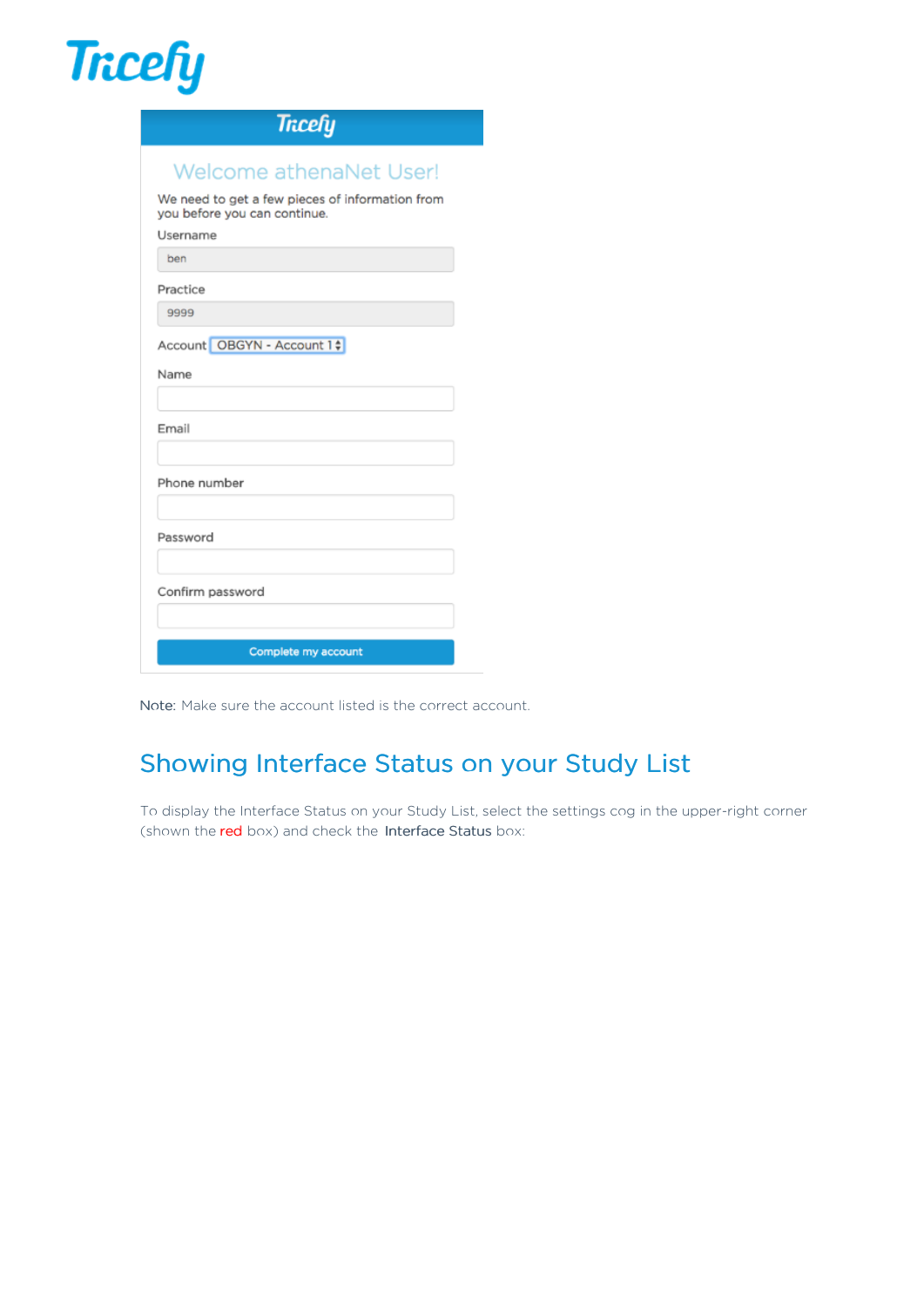Note: Make sure the account listed is the correct account.

## Showing Interface Status on your Study List

To display the Interface Status on your Study List, select the settings cog in the upper-right corner (shown the red box) and check the Interface Status box: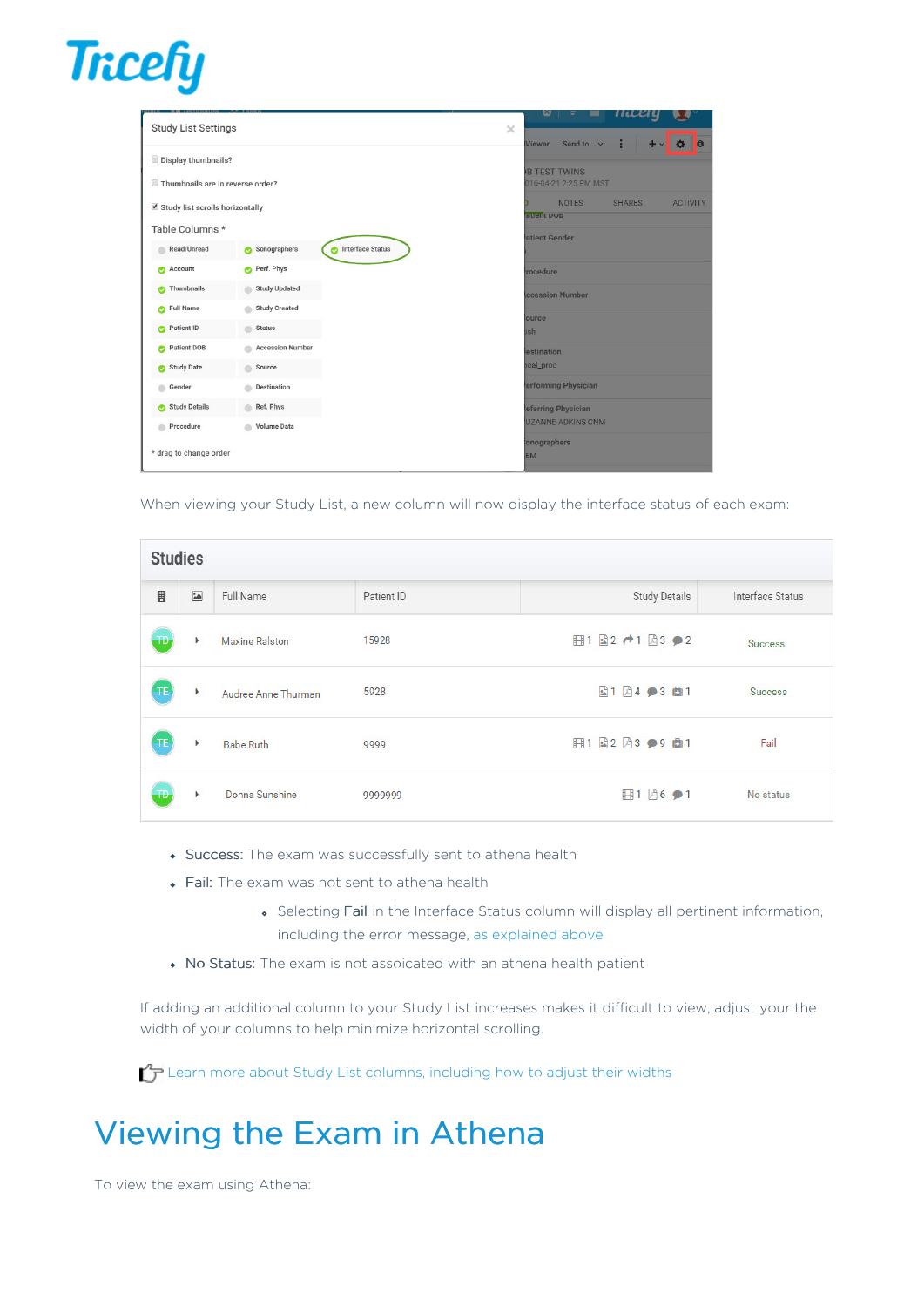When viewing your Study List, a new column will now display the interface status of each exam:

- Success: The exam was successfully sent to athena health
- Fail: The exam was not sent to athena health
  - Selecting Fail in the Interface Status column will display all pertinent information, including the error message, as explained above
- No Status: The exam is not assoicated with an athena health patient

If adding an additional column to your Study List increases makes it difficult to view, adjust your the width of your columns to help minimize horizontal scrolling.

Learn more about Study List columns, including how to adjust their widths

# Viewing the Exam in Athena

To view the exam using Athena: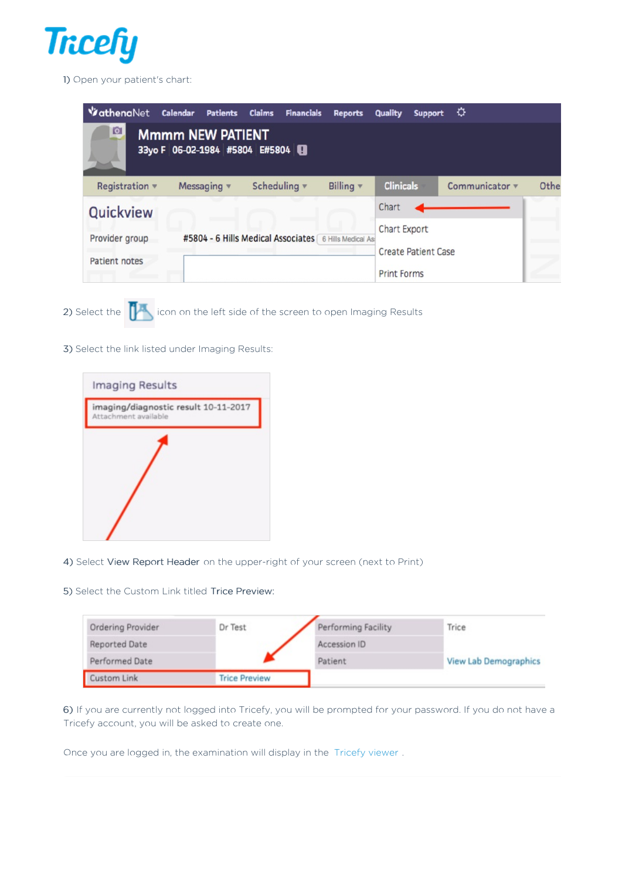1) Open your patient's chart:

2) Select the icon on the left side of the screen to open Imaging Results

3) Select the link listed under Imaging Results:

4) Select **View Report Header** on the upper-right of your screen (next to Print)

5) Select the Custom Link titled **Trice Preview**:

6) If you are currently not logged into Tricefy, you will be prompted for your password. If you do not have a Tricefy account, you will be asked to create one.

Once you are logged in, the examination will display in the Tricefy viewer .